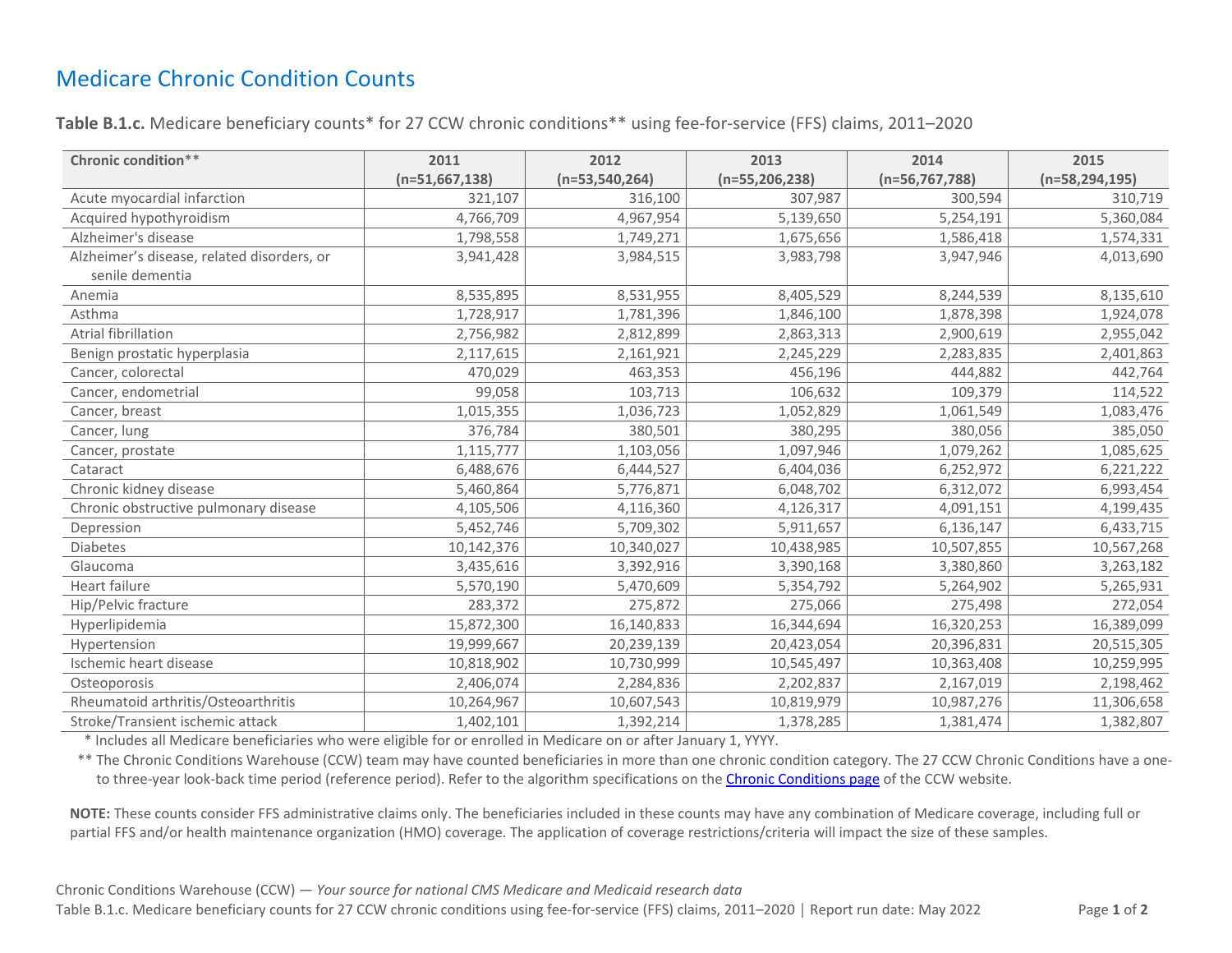# Medicare Chronic Condition Counts

**Table B.1.c.** Medicare beneficiary counts* for 27 CCW chronic conditions** using fee-for-service (FFS) claims, 2011–2020

| Chronic condition** | 2011 (n=51,667,138) | 2012 (n=53,540,264) | 2013 (n=55,206,238) | 2014 (n=56,767,788) | 2015 (n=58,294,195) |
|---|---|---|---|---|---|
| Acute myocardial infarction | 321,107 | 316,100 | 307,987 | 300,594 | 310,719 |
| Acquired hypothyroidism | 4,766,709 | 4,967,954 | 5,139,650 | 5,254,191 | 5,360,084 |
| Alzheimer's disease | 1,798,558 | 1,749,271 | 1,675,656 | 1,586,418 | 1,574,331 |
| Alzheimer’s disease, related disorders, or senile dementia | 3,941,428 | 3,984,515 | 3,983,798 | 3,947,946 | 4,013,690 |
| Anemia | 8,535,895 | 8,531,955 | 8,405,529 | 8,244,539 | 8,135,610 |
| Asthma | 1,728,917 | 1,781,396 | 1,846,100 | 1,878,398 | 1,924,078 |
| Atrial fibrillation | 2,756,982 | 2,812,899 | 2,863,313 | 2,900,619 | 2,955,042 |
| Benign prostatic hyperplasia | 2,117,615 | 2,161,921 | 2,245,229 | 2,283,835 | 2,401,863 |
| Cancer, colorectal | 470,029 | 463,353 | 456,196 | 444,882 | 442,764 |
| Cancer, endometrial | 99,058 | 103,713 | 106,632 | 109,379 | 114,522 |
| Cancer, breast | 1,015,355 | 1,036,723 | 1,052,829 | 1,061,549 | 1,083,476 |
| Cancer, lung | 376,784 | 380,501 | 380,295 | 380,056 | 385,050 |
| Cancer, prostate | 1,115,777 | 1,103,056 | 1,097,946 | 1,079,262 | 1,085,625 |
| Cataract | 6,488,676 | 6,444,527 | 6,404,036 | 6,252,972 | 6,221,222 |
| Chronic kidney disease | 5,460,864 | 5,776,871 | 6,048,702 | 6,312,072 | 6,993,454 |
| Chronic obstructive pulmonary disease | 4,105,506 | 4,116,360 | 4,126,317 | 4,091,151 | 4,199,435 |
| Depression | 5,452,746 | 5,709,302 | 5,911,657 | 6,136,147 | 6,433,715 |
| Diabetes | 10,142,376 | 10,340,027 | 10,438,985 | 10,507,855 | 10,567,268 |
| Glaucoma | 3,435,616 | 3,392,916 | 3,390,168 | 3,380,860 | 3,263,182 |
| Heart failure | 5,570,190 | 5,470,609 | 5,354,792 | 5,264,902 | 5,265,931 |
| Hip/Pelvic fracture | 283,372 | 275,872 | 275,066 | 275,498 | 272,054 |
| Hyperlipidemia | 15,872,300 | 16,140,833 | 16,344,694 | 16,320,253 | 16,389,099 |
| Hypertension | 19,999,667 | 20,239,139 | 20,423,054 | 20,396,831 | 20,515,305 |
| Ischemic heart disease | 10,818,902 | 10,730,999 | 10,545,497 | 10,363,408 | 10,259,995 |
| Osteoporosis | 2,406,074 | 2,284,836 | 2,202,837 | 2,167,019 | 2,198,462 |
| Rheumatoid arthritis/Osteoarthritis | 10,264,967 | 10,607,543 | 10,819,979 | 10,987,276 | 11,306,658 |
| Stroke/Transient ischemic attack | 1,402,101 | 1,392,214 | 1,378,285 | 1,381,474 | 1,382,807 |

\* Includes all Medicare beneficiaries who were eligible for or enrolled in Medicare on or after January 1, YYYY.

\** The Chronic Conditions Warehouse (CCW) team may have counted beneficiaries in more than one chronic condition category. The 27 CCW Chronic Conditions have a one- to three-year look-back time period (reference period). Refer to the algorithm specifications on the [Chronic Conditions page]() of the CCW website.

**NOTE:** These counts consider FFS administrative claims only. The beneficiaries included in these counts may have any combination of Medicare coverage, including full or partial FFS and/or health maintenance organization (HMO) coverage. The application of coverage restrictions/criteria will impact the size of these samples.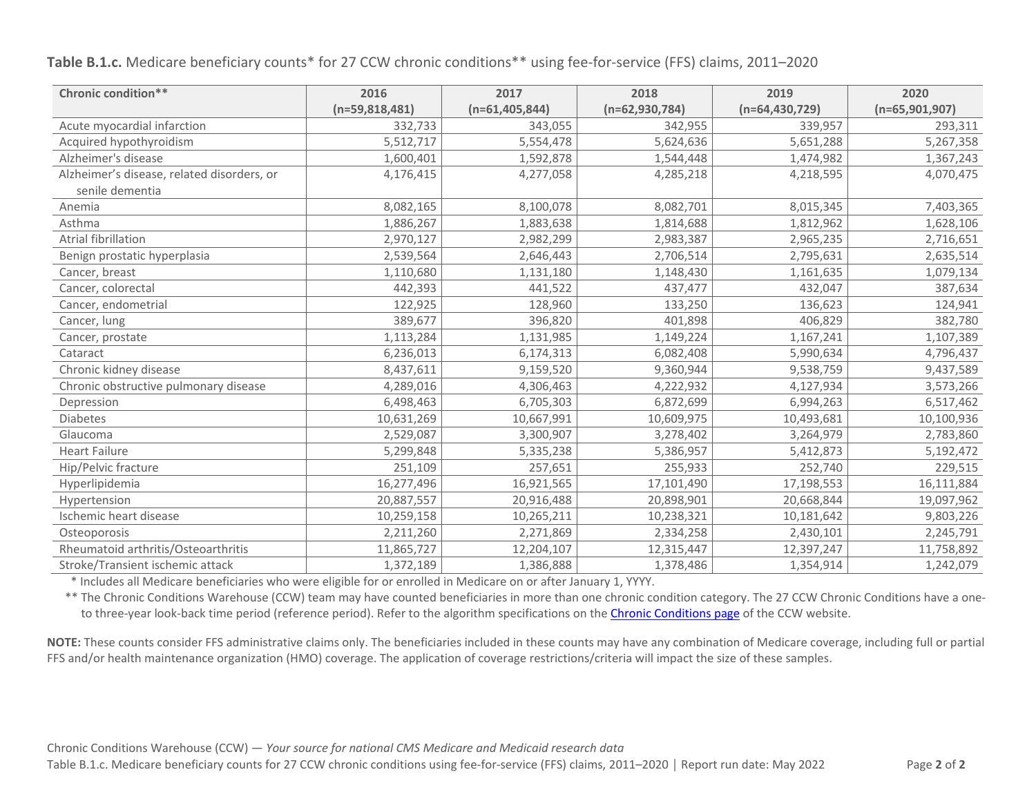**Table B.1.c.** Medicare beneficiary counts* for 27 CCW chronic conditions** using fee-for-service (FFS) claims, 2011–2020

| Chronic condition** | 2016 (n=59,818,481) | 2017 (n=61,405,844) | 2018 (n=62,930,784) | 2019 (n=64,430,729) | 2020 (n=65,901,907) |
|---|---|---|---|---|---|
| Acute myocardial infarction | 332,733 | 343,055 | 342,955 | 339,957 | 293,311 |
| Acquired hypothyroidism | 5,512,717 | 5,554,478 | 5,624,636 | 5,651,288 | 5,267,358 |
| Alzheimer's disease | 1,600,401 | 1,592,878 | 1,544,448 | 1,474,982 | 1,367,243 |
| Alzheimer's disease, related disorders, or senile dementia | 4,176,415 | 4,277,058 | 4,285,218 | 4,218,595 | 4,070,475 |
| Anemia | 8,082,165 | 8,100,078 | 8,082,701 | 8,015,345 | 7,403,365 |
| Asthma | 1,886,267 | 1,883,638 | 1,814,688 | 1,812,962 | 1,628,106 |
| Atrial fibrillation | 2,970,127 | 2,982,299 | 2,983,387 | 2,965,235 | 2,716,651 |
| Benign prostatic hyperplasia | 2,539,564 | 2,646,443 | 2,706,514 | 2,795,631 | 2,635,514 |
| Cancer, breast | 1,110,680 | 1,131,180 | 1,148,430 | 1,161,635 | 1,079,134 |
| Cancer, colorectal | 442,393 | 441,522 | 437,477 | 432,047 | 387,634 |
| Cancer, endometrial | 122,925 | 128,960 | 133,250 | 136,623 | 124,941 |
| Cancer, lung | 389,677 | 396,820 | 401,898 | 406,829 | 382,780 |
| Cancer, prostate | 1,113,284 | 1,131,985 | 1,149,224 | 1,167,241 | 1,107,389 |
| Cataract | 6,236,013 | 6,174,313 | 6,082,408 | 5,990,634 | 4,796,437 |
| Chronic kidney disease | 8,437,611 | 9,159,520 | 9,360,944 | 9,538,759 | 9,437,589 |
| Chronic obstructive pulmonary disease | 4,289,016 | 4,306,463 | 4,222,932 | 4,127,934 | 3,573,266 |
| Depression | 6,498,463 | 6,705,303 | 6,872,699 | 6,994,263 | 6,517,462 |
| Diabetes | 10,631,269 | 10,667,991 | 10,609,975 | 10,493,681 | 10,100,936 |
| Glaucoma | 2,529,087 | 3,300,907 | 3,278,402 | 3,264,979 | 2,783,860 |
| Heart Failure | 5,299,848 | 5,335,238 | 5,386,957 | 5,412,873 | 5,192,472 |
| Hip/Pelvic fracture | 251,109 | 257,651 | 255,933 | 252,740 | 229,515 |
| Hyperlipidemia | 16,277,496 | 16,921,565 | 17,101,490 | 17,198,553 | 16,111,884 |
| Hypertension | 20,887,557 | 20,916,488 | 20,898,901 | 20,668,844 | 19,097,962 |
| Ischemic heart disease | 10,259,158 | 10,265,211 | 10,238,321 | 10,181,642 | 9,803,226 |
| Osteoporosis | 2,211,260 | 2,271,869 | 2,334,258 | 2,430,101 | 2,245,791 |
| Rheumatoid arthritis/Osteoarthritis | 11,865,727 | 12,204,107 | 12,315,447 | 12,397,247 | 11,758,892 |
| Stroke/Transient ischemic attack | 1,372,189 | 1,386,888 | 1,378,486 | 1,354,914 | 1,242,079 |

\* Includes all Medicare beneficiaries who were eligible for or enrolled in Medicare on or after January 1, YYYY.

** The Chronic Conditions Warehouse (CCW) team may have counted beneficiaries in more than one chronic condition category. The 27 CCW Chronic Conditions have a one- to three-year look-back time period (reference period). Refer to the algorithm specifications on the [Chronic Conditions page] of the CCW website.

**NOTE:** These counts consider FFS administrative claims only. The beneficiaries included in these counts may have any combination of Medicare coverage, including full or partial FFS and/or health maintenance organization (HMO) coverage. The application of coverage restrictions/criteria will impact the size of these samples.